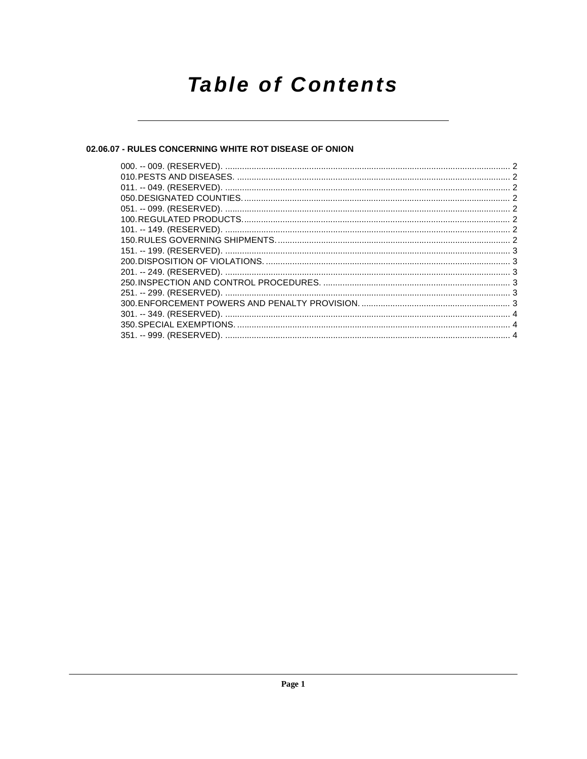# Table of Contents

## 02.06.07 - RULES CONCERNING WHITE ROT DISEASE OF ONION

000. -- 009. (RESERVED). .......... 2
010. PESTS AND DISEASES. .......... 2
011. -- 049. (RESERVED). .......... 2
050. DESIGNATED COUNTIES. .......... 2
051. -- 099. (RESERVED). .......... 2
100. REGULATED PRODUCTS. .......... 2
101. -- 149. (RESERVED). .......... 2
150. RULES GOVERNING SHIPMENTS. .......... 2
151. -- 199. (RESERVED). .......... 3
200. DISPOSITION OF VIOLATIONS. .......... 3
201. -- 249. (RESERVED). .......... 3
250. INSPECTION AND CONTROL PROCEDURES. .......... 3
251. -- 299. (RESERVED). .......... 3
300. ENFORCEMENT POWERS AND PENALTY PROVISION. .......... 3
301. -- 349. (RESERVED). .......... 4
350. SPECIAL EXEMPTIONS. .......... 4
351. -- 999. (RESERVED). .......... 4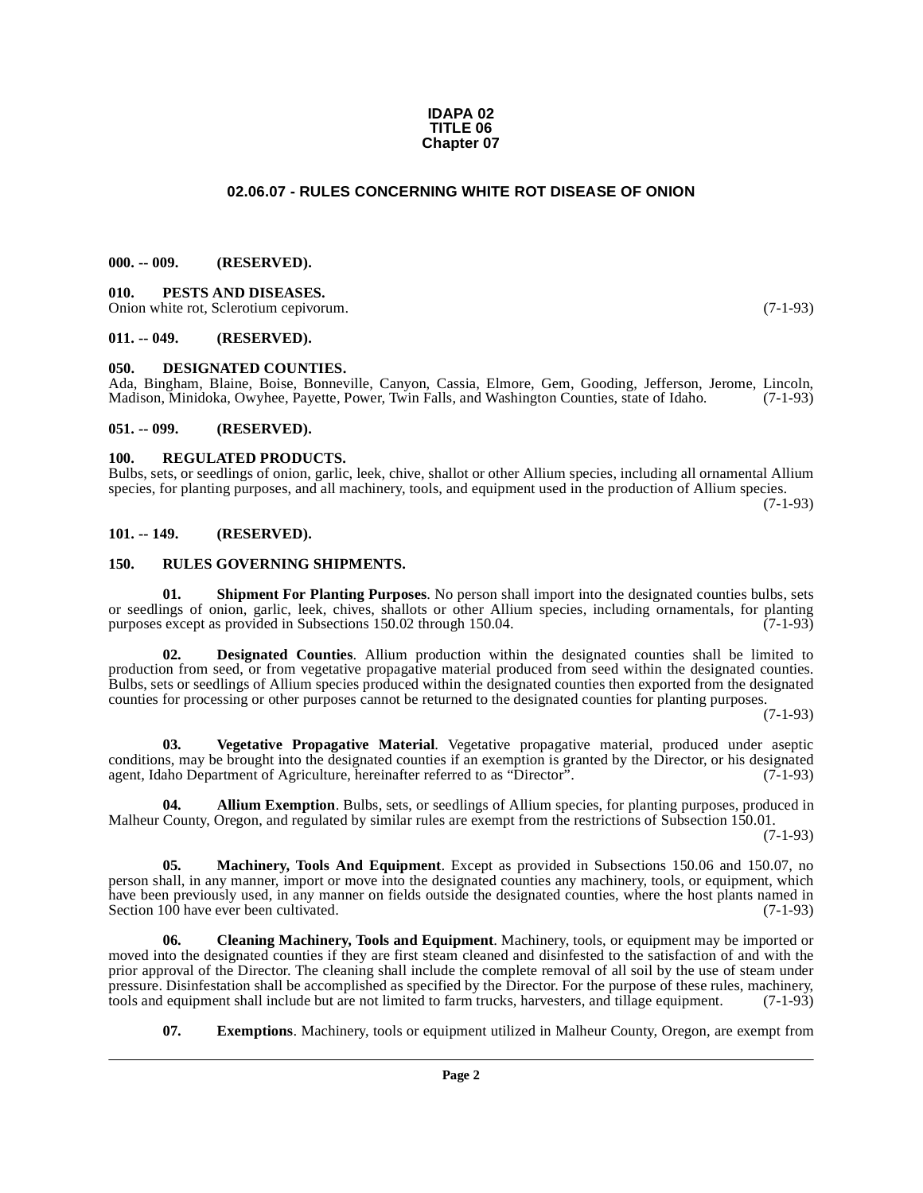**IDAPA 02**
**TITLE 06**
**Chapter 07**

## 02.06.07 - RULES CONCERNING WHITE ROT DISEASE OF ONION

### 000. -- 009. (RESERVED).

### 010. PESTS AND DISEASES.

Onion white rot, Sclerotium cepivorum. (7-1-93)

### 011. -- 049. (RESERVED).

### 050. DESIGNATED COUNTIES.

Ada, Bingham, Blaine, Boise, Bonneville, Canyon, Cassia, Elmore, Gem, Gooding, Jefferson, Jerome, Lincoln, Madison, Minidoka, Owyhee, Payette, Power, Twin Falls, and Washington Counties, state of Idaho. (7-1-93)

### 051. -- 099. (RESERVED).

### 100. REGULATED PRODUCTS.

Bulbs, sets, or seedlings of onion, garlic, leek, chive, shallot or other Allium species, including all ornamental Allium species, for planting purposes, and all machinery, tools, and equipment used in the production of Allium species. (7-1-93)

### 101. -- 149. (RESERVED).

### 150. RULES GOVERNING SHIPMENTS.

**01. Shipment For Planting Purposes**. No person shall import into the designated counties bulbs, sets or seedlings of onion, garlic, leek, chives, shallots or other Allium species, including ornamentals, for planting purposes except as provided in Subsections 150.02 through 150.04. (7-1-93)

**02. Designated Counties**. Allium production within the designated counties shall be limited to production from seed, or from vegetative propagative material produced from seed within the designated counties. Bulbs, sets or seedlings of Allium species produced within the designated counties then exported from the designated counties for processing or other purposes cannot be returned to the designated counties for planting purposes. (7-1-93)

**03. Vegetative Propagative Material**. Vegetative propagative material, produced under aseptic conditions, may be brought into the designated counties if an exemption is granted by the Director, or his designated agent, Idaho Department of Agriculture, hereinafter referred to as "Director". (7-1-93)

**04. Allium Exemption**. Bulbs, sets, or seedlings of Allium species, for planting purposes, produced in Malheur County, Oregon, and regulated by similar rules are exempt from the restrictions of Subsection 150.01. (7-1-93)

**05. Machinery, Tools And Equipment**. Except as provided in Subsections 150.06 and 150.07, no person shall, in any manner, import or move into the designated counties any machinery, tools, or equipment, which have been previously used, in any manner on fields outside the designated counties, where the host plants named in Section 100 have ever been cultivated. (7-1-93)

**06. Cleaning Machinery, Tools and Equipment**. Machinery, tools, or equipment may be imported or moved into the designated counties if they are first steam cleaned and disinfested to the satisfaction of and with the prior approval of the Director. The cleaning shall include the complete removal of all soil by the use of steam under pressure. Disinfestation shall be accomplished as specified by the Director. For the purpose of these rules, machinery, tools and equipment shall include but are not limited to farm trucks, harvesters, and tillage equipment. (7-1-93)

**07. Exemptions**. Machinery, tools or equipment utilized in Malheur County, Oregon, are exempt from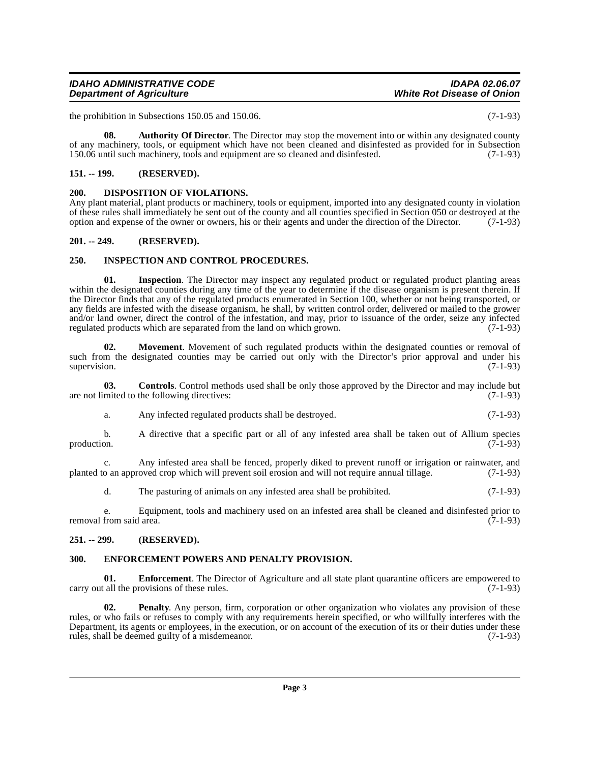the prohibition in Subsections 150.05 and 150.06. (7-1-93)

**08. Authority Of Director**. The Director may stop the movement into or within any designated county of any machinery, tools, or equipment which have not been cleaned and disinfested as provided for in Subsection 150.06 until such machinery, tools and equipment are so cleaned and disinfested. (7-1-93)

## 151. -- 199. (RESERVED).

## 200. DISPOSITION OF VIOLATIONS.

Any plant material, plant products or machinery, tools or equipment, imported into any designated county in violation of these rules shall immediately be sent out of the county and all counties specified in Section 050 or destroyed at the option and expense of the owner or owners, his or their agents and under the direction of the Director. (7-1-93)

## 201. -- 249. (RESERVED).

## 250. INSPECTION AND CONTROL PROCEDURES.

**01. Inspection**. The Director may inspect any regulated product or regulated product planting areas within the designated counties during any time of the year to determine if the disease organism is present therein. If the Director finds that any of the regulated products enumerated in Section 100, whether or not being transported, or any fields are infested with the disease organism, he shall, by written control order, delivered or mailed to the grower and/or land owner, direct the control of the infestation, and may, prior to issuance of the order, seize any infected regulated products which are separated from the land on which grown. (7-1-93)

**02. Movement**. Movement of such regulated products within the designated counties or removal of such from the designated counties may be carried out only with the Director's prior approval and under his supervision. (7-1-93)

**03. Controls**. Control methods used shall be only those approved by the Director and may include but are not limited to the following directives: (7-1-93)

a. Any infected regulated products shall be destroyed. (7-1-93)

b. A directive that a specific part or all of any infested area shall be taken out of Allium species production. (7-1-93)

c. Any infested area shall be fenced, properly diked to prevent runoff or irrigation or rainwater, and planted to an approved crop which will prevent soil erosion and will not require annual tillage. (7-1-93)

d. The pasturing of animals on any infested area shall be prohibited. (7-1-93)

e. Equipment, tools and machinery used on an infested area shall be cleaned and disinfested prior to removal from said area. (7-1-93)

## 251. -- 299. (RESERVED).

## 300. ENFORCEMENT POWERS AND PENALTY PROVISION.

**01. Enforcement**. The Director of Agriculture and all state plant quarantine officers are empowered to carry out all the provisions of these rules. (7-1-93)

**02. Penalty**. Any person, firm, corporation or other organization who violates any provision of these rules, or who fails or refuses to comply with any requirements herein specified, or who willfully interferes with the Department, its agents or employees, in the execution, or on account of the execution of its or their duties under these rules, shall be deemed guilty of a misdemeanor. (7-1-93)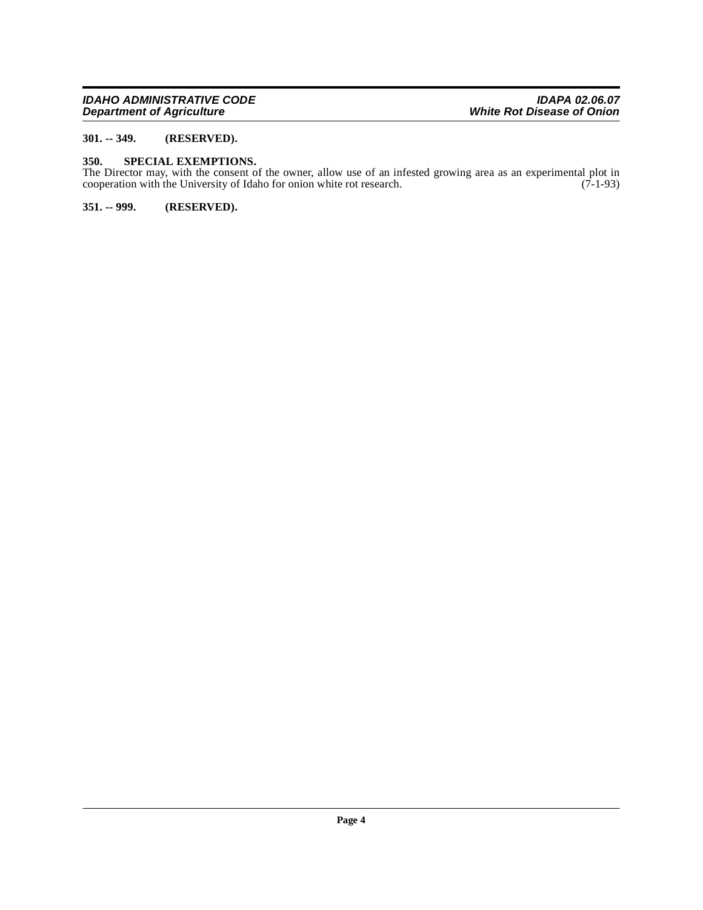**301. -- 349. (RESERVED).**

**350. SPECIAL EXEMPTIONS.**

The Director may, with the consent of the owner, allow use of an infested growing area as an experimental plot in cooperation with the University of Idaho for onion white rot research. (7-1-93)

**351. -- 999. (RESERVED).**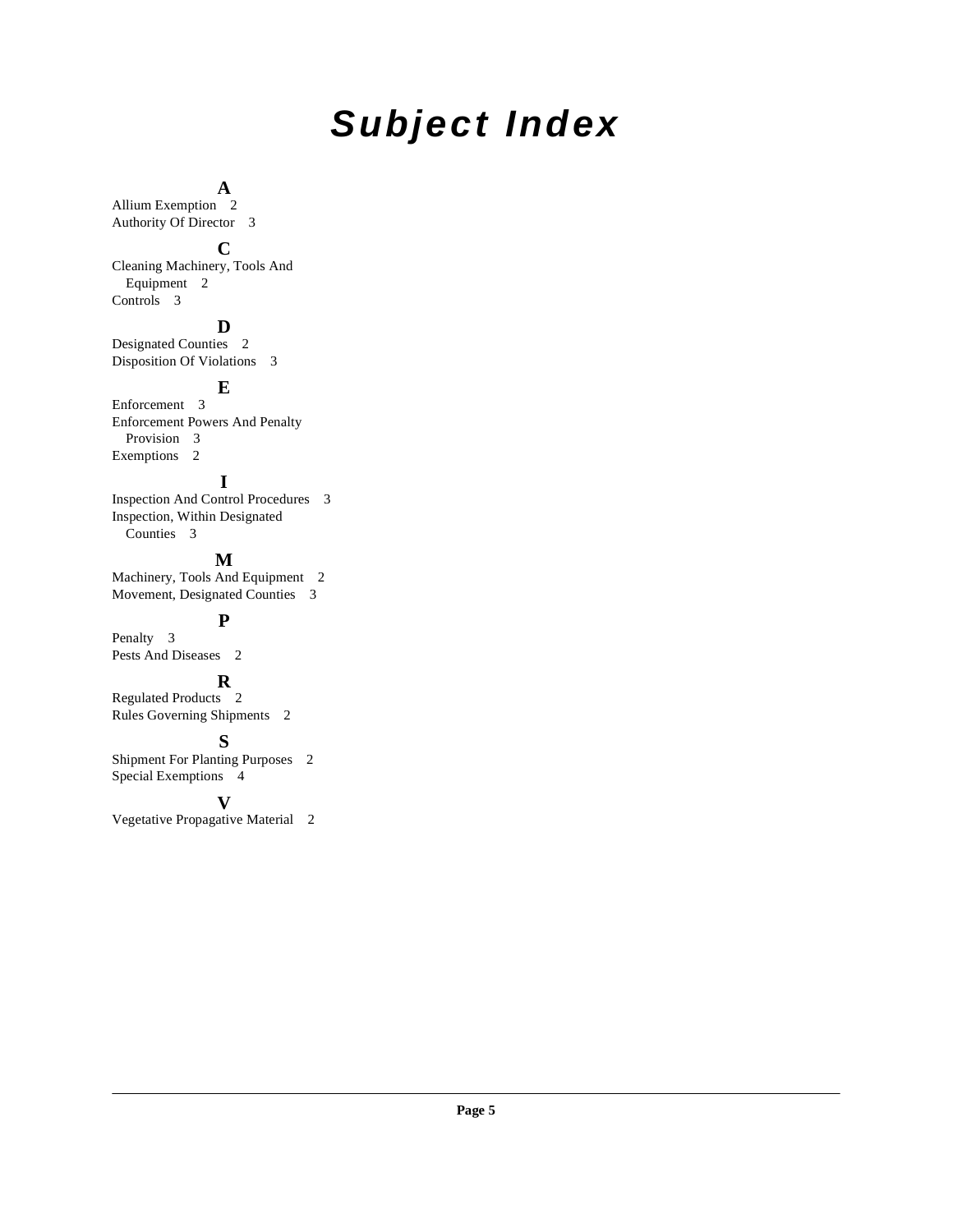# *Subject Index*

**A**

Allium Exemption 2
Authority Of Director 3

**C**

Cleaning Machinery, Tools And Equipment 2
Controls 3

**D**

Designated Counties 2
Disposition Of Violations 3

**E**

Enforcement 3
Enforcement Powers And Penalty Provision 3
Exemptions 2

**I**

Inspection And Control Procedures 3
Inspection, Within Designated Counties 3

**M**

Machinery, Tools And Equipment 2
Movement, Designated Counties 3

**P**

Penalty 3
Pests And Diseases 2

**R**

Regulated Products 2
Rules Governing Shipments 2

**S**

Shipment For Planting Purposes 2
Special Exemptions 4

**V**

Vegetative Propagative Material 2